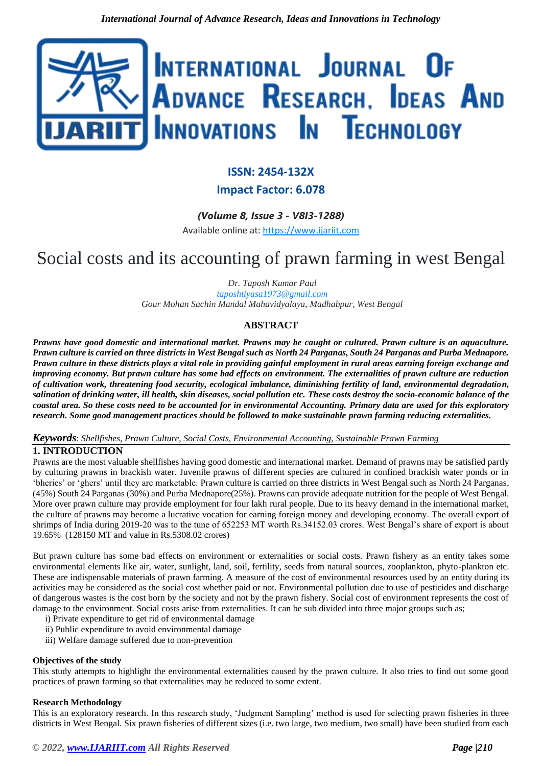**ISSN: 2454-132X**

**Impact Factor: 6.078**

*(Volume 8, Issue 3 - V8I3-1288)*

Available online at: https://www.ijariit.com

# Social costs and its accounting of prawn farming in west Bengal

*Dr. Taposh Kumar Paul*
*taposhtiyasa1973@gmail.com*
*Gour Mohan Sachin Mandal Mahavidyalaya, Madhabpur, West Bengal*

## ABSTRACT

***Prawns have good domestic and international market. Prawns may be caught or cultured. Prawn culture is an aquaculture. Prawn culture is carried on three districts in West Bengal such as North 24 Parganas, South 24 Parganas and Purba Mednapore. Prawn culture in these districts plays a vital role in providing gainful employment in rural areas earning foreign exchange and improving economy. But prawn culture has some bad effects on environment. The externalities of prawn culture are reduction of cultivation work, threatening food security, ecological imbalance, diminishing fertility of land, environmental degradation, salination of drinking water, ill health, skin diseases, social pollution etc. These costs destroy the socio-economic balance of the coastal area. So these costs need to be accounted for in environmental Accounting. Primary data are used for this exploratory research. Some good management practices should be followed to make sustainable prawn farming reducing externalities.***

***Keywords***: *Shellfishes, Prawn Culture, Social Costs, Environmental Accounting, Sustainable Prawn Farming*

## 1. INTRODUCTION

Prawns are the most valuable shellfishes having good domestic and international market. Demand of prawns may be satisfied partly by culturing prawns in brackish water. Juvenile prawns of different species are cultured in confined brackish water ponds or in 'bheries' or 'ghers' until they are marketable. Prawn culture is carried on three districts in West Bengal such as North 24 Parganas, (45%) South 24 Parganas (30%) and Purba Mednapore(25%). Prawns can provide adequate nutrition for the people of West Bengal. More over prawn culture may provide employment for four lakh rural people. Due to its heavy demand in the international market, the culture of prawns may become a lucrative vocation for earning foreign money and developing economy. The overall export of shrimps of India during 2019-20 was to the tune of 652253 MT worth Rs.34152.03 crores. West Bengal's share of export is about 19.65% (128150 MT and value in Rs.5308.02 crores)

But prawn culture has some bad effects on environment or externalities or social costs. Prawn fishery as an entity takes some environmental elements like air, water, sunlight, land, soil, fertility, seeds from natural sources, zooplankton, phyto-plankton etc. These are indispensable materials of prawn farming. A measure of the cost of environmental resources used by an entity during its activities may be considered as the social cost whether paid or not. Environmental pollution due to use of pesticides and discharge of dangerous wastes is the cost born by the society and not by the prawn fishery. Social cost of environment represents the cost of damage to the environment. Social costs arise from externalities. It can be sub divided into three major groups such as;

i) Private expenditure to get rid of environmental damage
ii) Public expenditure to avoid environmental damage
iii) Welfare damage suffered due to non-prevention

### Objectives of the study

This study attempts to highlight the environmental externalities caused by the prawn culture. It also tries to find out some good practices of prawn farming so that externalities may be reduced to some extent.

### Research Methodology

This is an exploratory research. In this research study, 'Judgment Sampling' method is used for selecting prawn fisheries in three districts in West Bengal. Six prawn fisheries of different sizes (i.e. two large, two medium, two small) have been studied from each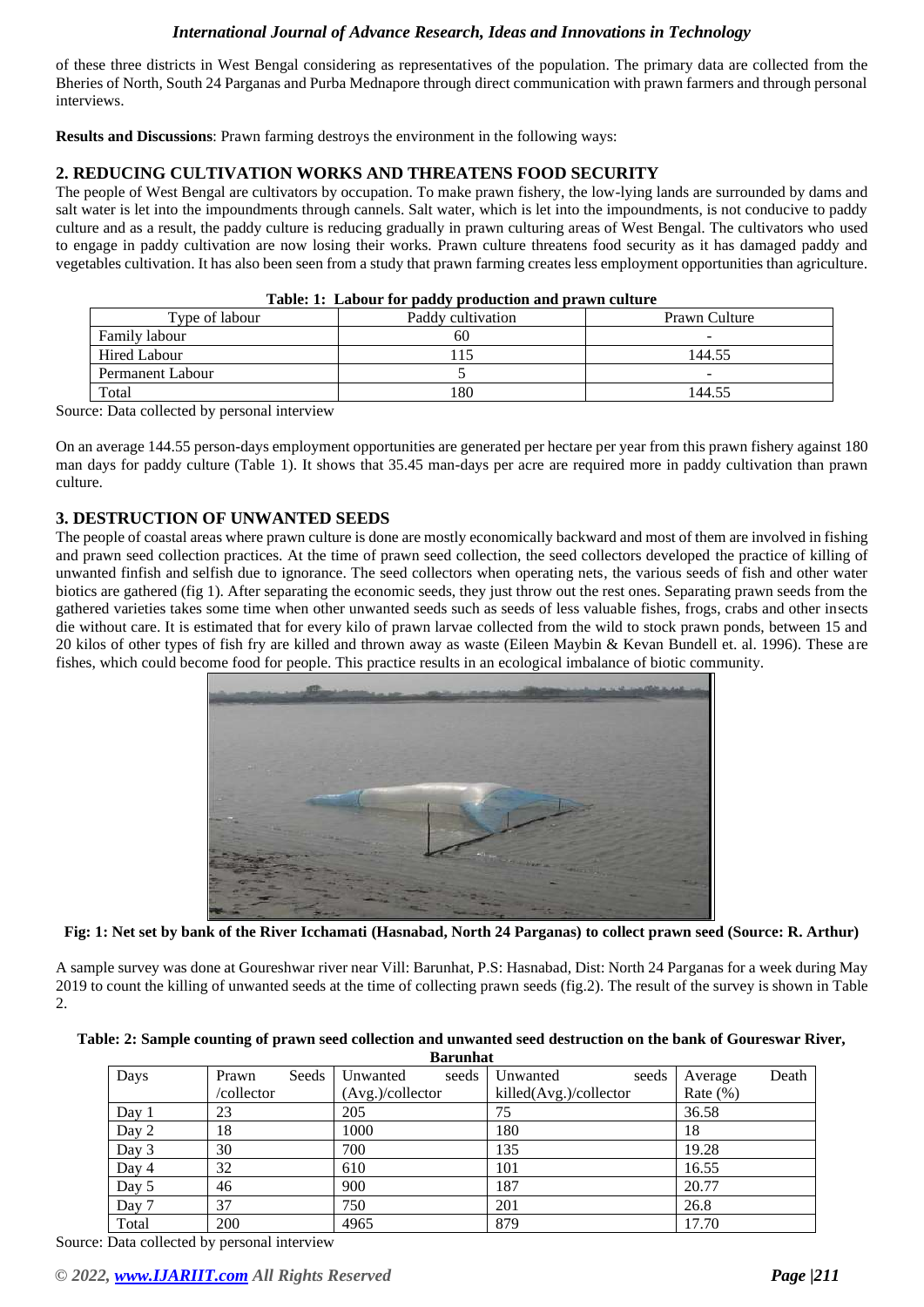of these three districts in West Bengal considering as representatives of the population. The primary data are collected from the Bheries of North, South 24 Parganas and Purba Mednapore through direct communication with prawn farmers and through personal interviews.

**Results and Discussions**: Prawn farming destroys the environment in the following ways:

## 2. REDUCING CULTIVATION WORKS AND THREATENS FOOD SECURITY

The people of West Bengal are cultivators by occupation. To make prawn fishery, the low-lying lands are surrounded by dams and salt water is let into the impoundments through cannels. Salt water, which is let into the impoundments, is not conducive to paddy culture and as a result, the paddy culture is reducing gradually in prawn culturing areas of West Bengal. The cultivators who used to engage in paddy cultivation are now losing their works. Prawn culture threatens food security as it has damaged paddy and vegetables cultivation. It has also been seen from a study that prawn farming creates less employment opportunities than agriculture.

**Table: 1: Labour for paddy production and prawn culture**

| Type of labour | Paddy cultivation | Prawn Culture |
|---|---|---|
| Family labour | 60 | - |
| Hired Labour | 115 | 144.55 |
| Permanent Labour | 5 | - |
| Total | 180 | 144.55 |

Source: Data collected by personal interview

On an average 144.55 person-days employment opportunities are generated per hectare per year from this prawn fishery against 180 man days for paddy culture (Table 1). It shows that 35.45 man-days per acre are required more in paddy cultivation than prawn culture.

## 3. DESTRUCTION OF UNWANTED SEEDS

The people of coastal areas where prawn culture is done are mostly economically backward and most of them are involved in fishing and prawn seed collection practices. At the time of prawn seed collection, the seed collectors developed the practice of killing of unwanted finfish and selfish due to ignorance. The seed collectors when operating nets, the various seeds of fish and other water biotics are gathered (fig 1). After separating the economic seeds, they just throw out the rest ones. Separating prawn seeds from the gathered varieties takes some time when other unwanted seeds such as seeds of less valuable fishes, frogs, crabs and other insects die without care. It is estimated that for every kilo of prawn larvae collected from the wild to stock prawn ponds, between 15 and 20 kilos of other types of fish fry are killed and thrown away as waste (Eileen Maybin & Kevan Bundell et. al. 1996). These are fishes, which could become food for people. This practice results in an ecological imbalance of biotic community.

**Fig: 1: Net set by bank of the River Icchamati (Hasnabad, North 24 Parganas) to collect prawn seed (Source: R. Arthur)**

A sample survey was done at Goureshwar river near Vill: Barunhat, P.S: Hasnabad, Dist: North 24 Parganas for a week during May 2019 to count the killing of unwanted seeds at the time of collecting prawn seeds (fig.2). The result of the survey is shown in Table 2.

**Table: 2: Sample counting of prawn seed collection and unwanted seed destruction on the bank of Goureswar River, Barunhat**

| Days | Prawn Seeds /collector | Unwanted seeds (Avg.)/collector | Unwanted seeds killed(Avg.)/collector | Average Death Rate (%) |
|---|---|---|---|---|
| Day 1 | 23 | 205 | 75 | 36.58 |
| Day 2 | 18 | 1000 | 180 | 18 |
| Day 3 | 30 | 700 | 135 | 19.28 |
| Day 4 | 32 | 610 | 101 | 16.55 |
| Day 5 | 46 | 900 | 187 | 20.77 |
| Day 7 | 37 | 750 | 201 | 26.8 |
| Total | 200 | 4965 | 879 | 17.70 |

Source: Data collected by personal interview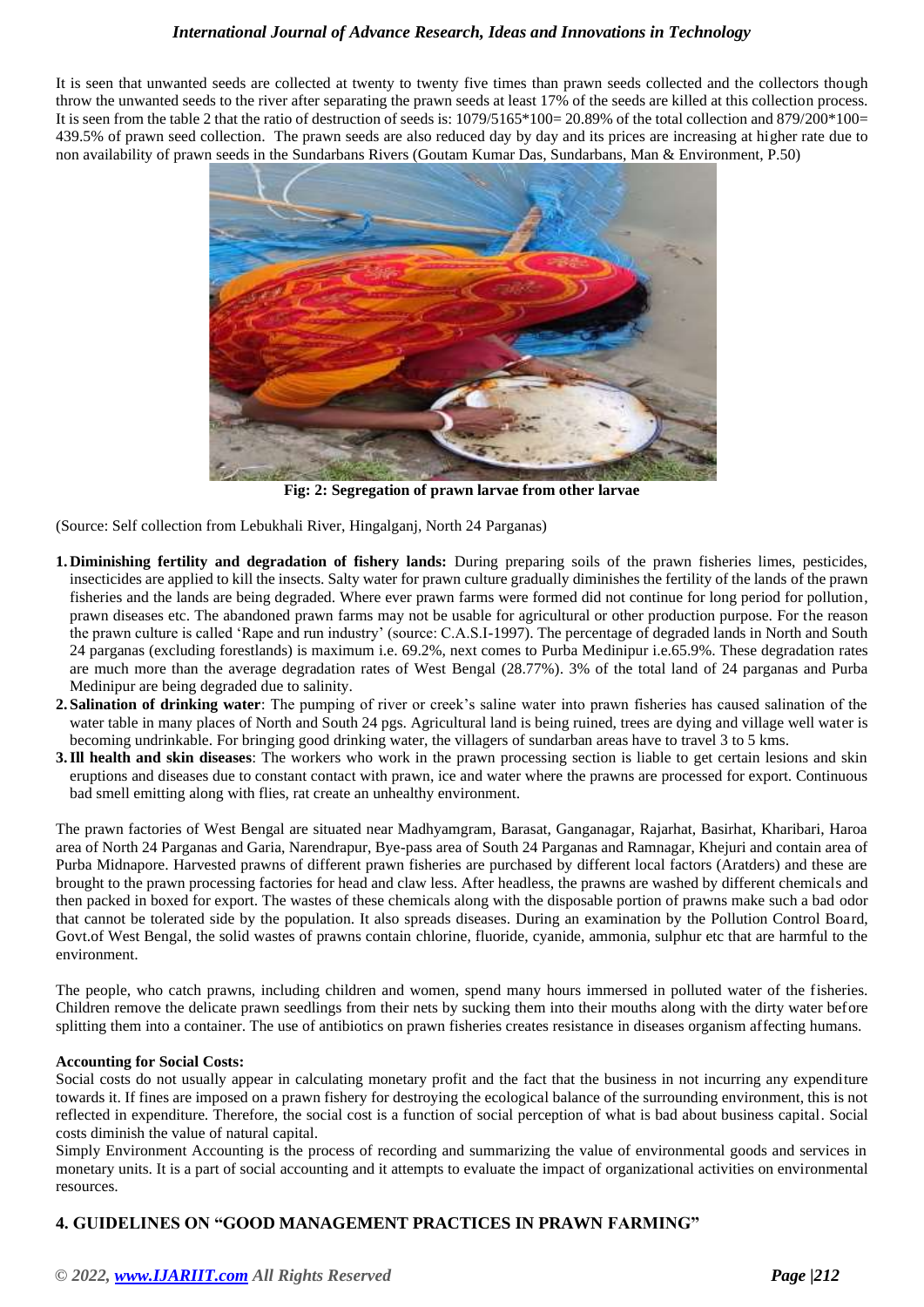It is seen that unwanted seeds are collected at twenty to twenty five times than prawn seeds collected and the collectors though throw the unwanted seeds to the river after separating the prawn seeds at least 17% of the seeds are killed at this collection process. It is seen from the table 2 that the ratio of destruction of seeds is: 1079/5165*100= 20.89% of the total collection and 879/200*100= 439.5% of prawn seed collection. The prawn seeds are also reduced day by day and its prices are increasing at higher rate due to non availability of prawn seeds in the Sundarbans Rivers (Goutam Kumar Das, Sundarbans, Man & Environment, P.50)

**Fig: 2: Segregation of prawn larvae from other larvae**

(Source: Self collection from Lebukhali River, Hingalganj, North 24 Parganas)

1. **Diminishing fertility and degradation of fishery lands:** During preparing soils of the prawn fisheries limes, pesticides, insecticides are applied to kill the insects. Salty water for prawn culture gradually diminishes the fertility of the lands of the prawn fisheries and the lands are being degraded. Where ever prawn farms were formed did not continue for long period for pollution, prawn diseases etc. The abandoned prawn farms may not be usable for agricultural or other production purpose. For the reason the prawn culture is called 'Rape and run industry' (source: C.A.S.I-1997). The percentage of degraded lands in North and South 24 parganas (excluding forestlands) is maximum i.e. 69.2%, next comes to Purba Medinipur i.e.65.9%. These degradation rates are much more than the average degradation rates of West Bengal (28.77%). 3% of the total land of 24 parganas and Purba Medinipur are being degraded due to salinity.
2. **Salination of drinking water**: The pumping of river or creek's saline water into prawn fisheries has caused salination of the water table in many places of North and South 24 pgs. Agricultural land is being ruined, trees are dying and village well water is becoming undrinkable. For bringing good drinking water, the villagers of sundarban areas have to travel 3 to 5 kms.
3. **Ill health and skin diseases**: The workers who work in the prawn processing section is liable to get certain lesions and skin eruptions and diseases due to constant contact with prawn, ice and water where the prawns are processed for export. Continuous bad smell emitting along with flies, rat create an unhealthy environment.

The prawn factories of West Bengal are situated near Madhyamgram, Barasat, Ganganagar, Rajarhat, Basirhat, Kharibari, Haroa area of North 24 Parganas and Garia, Narendrapur, Bye-pass area of South 24 Parganas and Ramnagar, Khejuri and contain area of Purba Midnapore. Harvested prawns of different prawn fisheries are purchased by different local factors (Aratders) and these are brought to the prawn processing factories for head and claw less. After headless, the prawns are washed by different chemicals and then packed in boxed for export. The wastes of these chemicals along with the disposable portion of prawns make such a bad odor that cannot be tolerated side by the population. It also spreads diseases. During an examination by the Pollution Control Board, Govt.of West Bengal, the solid wastes of prawns contain chlorine, fluoride, cyanide, ammonia, sulphur etc that are harmful to the environment.

The people, who catch prawns, including children and women, spend many hours immersed in polluted water of the fisheries. Children remove the delicate prawn seedlings from their nets by sucking them into their mouths along with the dirty water before splitting them into a container. The use of antibiotics on prawn fisheries creates resistance in diseases organism affecting humans.

**Accounting for Social Costs:**

Social costs do not usually appear in calculating monetary profit and the fact that the business in not incurring any expenditure towards it. If fines are imposed on a prawn fishery for destroying the ecological balance of the surrounding environment, this is not reflected in expenditure. Therefore, the social cost is a function of social perception of what is bad about business capital. Social costs diminish the value of natural capital.

Simply Environment Accounting is the process of recording and summarizing the value of environmental goods and services in monetary units. It is a part of social accounting and it attempts to evaluate the impact of organizational activities on environmental resources.

## 4. GUIDELINES ON "GOOD MANAGEMENT PRACTICES IN PRAWN FARMING"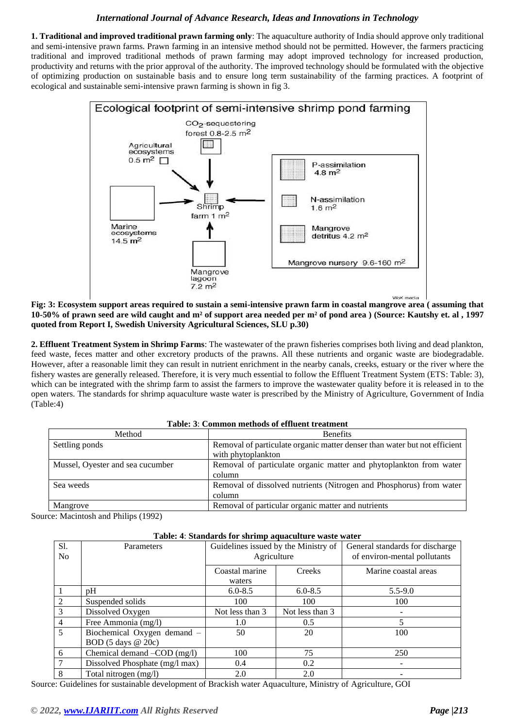**1. Traditional and improved traditional prawn farming only**: The aquaculture authority of India should approve only traditional and semi-intensive prawn farms. Prawn farming in an intensive method should not be permitted. However, the farmers practicing traditional and improved traditional methods of prawn farming may adopt improved technology for increased production, productivity and returns with the prior approval of the authority. The improved technology should be formulated with the objective of optimizing production on sustainable basis and to ensure long term sustainability of the farming practices. A footprint of ecological and sustainable semi-intensive prawn farming is shown in fig 3.

**Fig: 3: Ecosystem support areas required to sustain a semi-intensive prawn farm in coastal mangrove area ( assuming that 10-50% of prawn seed are wild caught and m² of support area needed per m² of pond area ) (Source: Kautshy et. al , 1997 quoted from Report I, Swedish University Agricultural Sciences, SLU p.30)**

**2. Effluent Treatment System in Shrimp Farms**: The wastewater of the prawn fisheries comprises both living and dead plankton, feed waste, feces matter and other excretory products of the prawns. All these nutrients and organic waste are biodegradable. However, after a reasonable limit they can result in nutrient enrichment in the nearby canals, creeks, estuary or the river where the fishery wastes are generally released. Therefore, it is very much essential to follow the Effluent Treatment System (ETS: Table: 3), which can be integrated with the shrimp farm to assist the farmers to improve the wastewater quality before it is released in to the open waters. The standards for shrimp aquaculture waste water is prescribed by the Ministry of Agriculture, Government of India (Table:4)

**Table: 3**: **Common methods of effluent treatment**

| Method | Benefits |
|---|---|
| Settling ponds | Removal of particulate organic matter denser than water but not efficient with phytoplankton |
| Mussel, Oyester and sea cucumber | Removal of particulate organic matter and phytoplankton from water column |
| Sea weeds | Removal of dissolved nutrients (Nitrogen and Phosphorus) from water column |
| Mangrove | Removal of particular organic matter and nutrients |

Source: Macintosh and Philips (1992)

**Table: 4**: **Standards for shrimp aquaculture waste water**

| Sl. No | Parameters | Guidelines issued by the Ministry of Agriculture | | General standards for discharge of environ-mental pollutants |
|---|---|---|---|---|
| | | Coastal marine waters | Creeks | Marine coastal areas |
| 1 | pH | 6.0-8.5 | 6.0-8.5 | 5.5-9.0 |
| 2 | Suspended solids | 100 | 100 | 100 |
| 3 | Dissolved Oxygen | Not less than 3 | Not less than 3 | - |
| 4 | Free Ammonia (mg/l) | 1.0 | 0.5 | 5 |
| 5 | Biochemical Oxygen demand – BOD (5 days @ 20c) | 50 | 20 | 100 |
| 6 | Chemical demand –COD (mg/l) | 100 | 75 | 250 |
| 7 | Dissolved Phosphate (mg/l max) | 0.4 | 0.2 | - |
| 8 | Total nitrogen (mg/l) | 2.0 | 2.0 | - |

Source: Guidelines for sustainable development of Brackish water Aquaculture, Ministry of Agriculture, GOI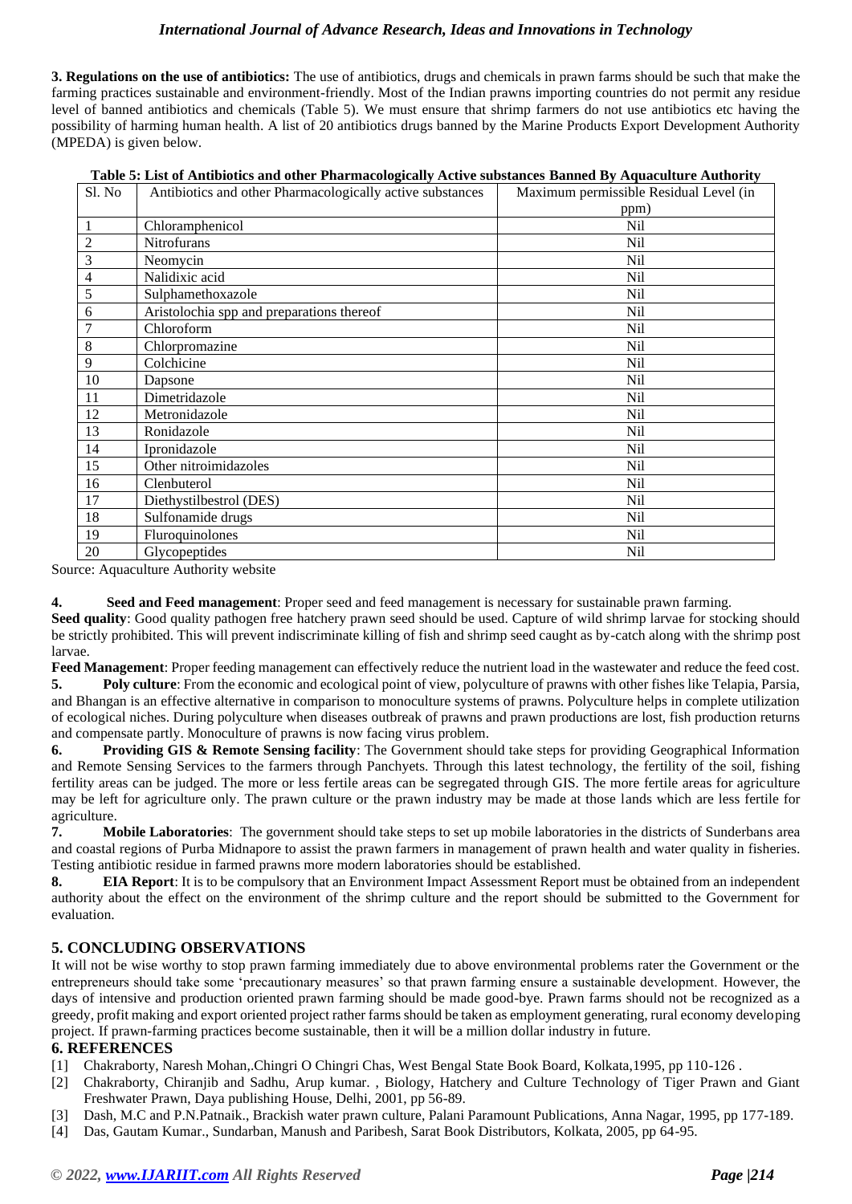**3. Regulations on the use of antibiotics:** The use of antibiotics, drugs and chemicals in prawn farms should be such that make the farming practices sustainable and environment-friendly. Most of the Indian prawns importing countries do not permit any residue level of banned antibiotics and chemicals (Table 5). We must ensure that shrimp farmers do not use antibiotics etc having the possibility of harming human health. A list of 20 antibiotics drugs banned by the Marine Products Export Development Authority (MPEDA) is given below.

**Table 5: List of Antibiotics and other Pharmacologically Active substances Banned By Aquaculture Authority**

| Sl. No | Antibiotics and other Pharmacologically active substances | Maximum permissible Residual Level (in ppm) |
|---|---|---|
| 1 | Chloramphenicol | Nil |
| 2 | Nitrofurans | Nil |
| 3 | Neomycin | Nil |
| 4 | Nalidixic acid | Nil |
| 5 | Sulphamethoxazole | Nil |
| 6 | Aristolochia spp and preparations thereof | Nil |
| 7 | Chloroform | Nil |
| 8 | Chlorpromazine | Nil |
| 9 | Colchicine | Nil |
| 10 | Dapsone | Nil |
| 11 | Dimetridazole | Nil |
| 12 | Metronidazole | Nil |
| 13 | Ronidazole | Nil |
| 14 | Ipronidazole | Nil |
| 15 | Other nitroimidazoles | Nil |
| 16 | Clenbuterol | Nil |
| 17 | Diethystilbestrol (DES) | Nil |
| 18 | Sulfonamide drugs | Nil |
| 19 | Fluroquinolones | Nil |
| 20 | Glycopeptides | Nil |

Source: Aquaculture Authority website

**4. Seed and Feed management**: Proper seed and feed management is necessary for sustainable prawn farming.

**Seed quality**: Good quality pathogen free hatchery prawn seed should be used. Capture of wild shrimp larvae for stocking should be strictly prohibited. This will prevent indiscriminate killing of fish and shrimp seed caught as by-catch along with the shrimp post larvae.

**Feed Management**: Proper feeding management can effectively reduce the nutrient load in the wastewater and reduce the feed cost.

**5. Poly culture**: From the economic and ecological point of view, polyculture of prawns with other fishes like Telapia, Parsia, and Bhangan is an effective alternative in comparison to monoculture systems of prawns. Polyculture helps in complete utilization of ecological niches. During polyculture when diseases outbreak of prawns and prawn productions are lost, fish production returns and compensate partly. Monoculture of prawns is now facing virus problem.

**6. Providing GIS & Remote Sensing facility**: The Government should take steps for providing Geographical Information and Remote Sensing Services to the farmers through Panchyets. Through this latest technology, the fertility of the soil, fishing fertility areas can be judged. The more or less fertile areas can be segregated through GIS. The more fertile areas for agriculture may be left for agriculture only. The prawn culture or the prawn industry may be made at those lands which are less fertile for agriculture.

**7. Mobile Laboratories**: The government should take steps to set up mobile laboratories in the districts of Sunderbans area and coastal regions of Purba Midnapore to assist the prawn farmers in management of prawn health and water quality in fisheries. Testing antibiotic residue in farmed prawns more modern laboratories should be established.

**8. EIA Report**: It is to be compulsory that an Environment Impact Assessment Report must be obtained from an independent authority about the effect on the environment of the shrimp culture and the report should be submitted to the Government for evaluation.

## 5. CONCLUDING OBSERVATIONS

It will not be wise worthy to stop prawn farming immediately due to above environmental problems rater the Government or the entrepreneurs should take some 'precautionary measures' so that prawn farming ensure a sustainable development. However, the days of intensive and production oriented prawn farming should be made good-bye. Prawn farms should not be recognized as a greedy, profit making and export oriented project rather farms should be taken as employment generating, rural economy developing project. If prawn-farming practices become sustainable, then it will be a million dollar industry in future.

## 6. REFERENCES

[1] Chakraborty, Naresh Mohan,.Chingri O Chingri Chas, West Bengal State Book Board, Kolkata,1995, pp 110-126 .

[2] Chakraborty, Chiranjib and Sadhu, Arup kumar. , Biology, Hatchery and Culture Technology of Tiger Prawn and Giant Freshwater Prawn, Daya publishing House, Delhi, 2001, pp 56-89.

[3] Dash, M.C and P.N.Patnaik., Brackish water prawn culture, Palani Paramount Publications, Anna Nagar, 1995, pp 177-189.

[4] Das, Gautam Kumar., Sundarban, Manush and Paribesh, Sarat Book Distributors, Kolkata, 2005, pp 64-95.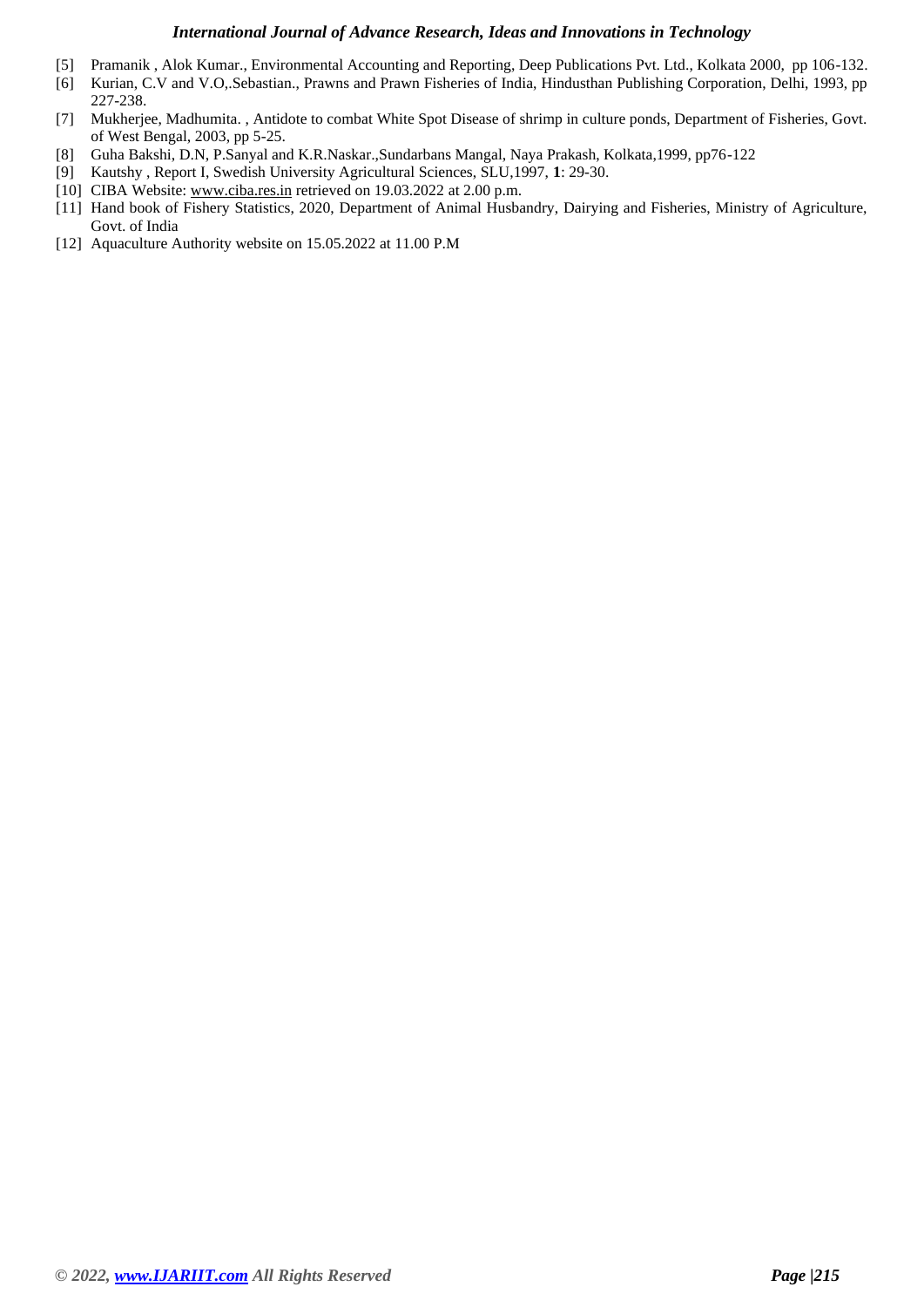[5] Pramanik , Alok Kumar., Environmental Accounting and Reporting, Deep Publications Pvt. Ltd., Kolkata 2000, pp 106-132.
[6] Kurian, C.V and V.O,.Sebastian., Prawns and Prawn Fisheries of India, Hindusthan Publishing Corporation, Delhi, 1993, pp 227-238.
[7] Mukherjee, Madhumita. , Antidote to combat White Spot Disease of shrimp in culture ponds, Department of Fisheries, Govt. of West Bengal, 2003, pp 5-25.
[8] Guha Bakshi, D.N, P.Sanyal and K.R.Naskar.,Sundarbans Mangal, Naya Prakash, Kolkata,1999, pp76-122
[9] Kautshy , Report I, Swedish University Agricultural Sciences, SLU,1997, **1**: 29-30.
[10] CIBA Website: www.ciba.res.in retrieved on 19.03.2022 at 2.00 p.m.
[11] Hand book of Fishery Statistics, 2020, Department of Animal Husbandry, Dairying and Fisheries, Ministry of Agriculture, Govt. of India
[12] Aquaculture Authority website on 15.05.2022 at 11.00 P.M